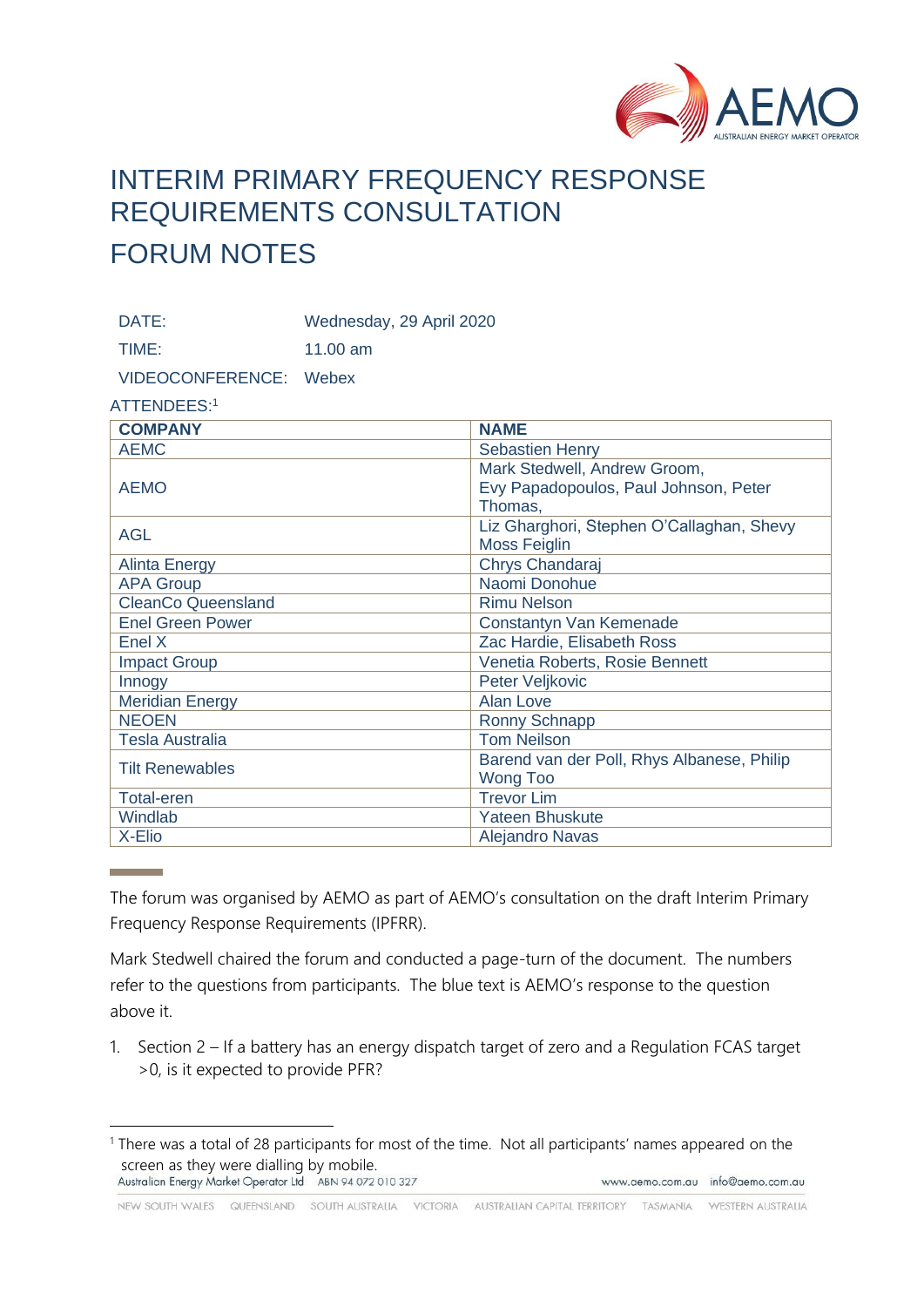# INTERIM PRIMARY FREQUENCY RESPONSE REQUIREMENTS CONSULTATION

# FORUM NOTES

| | |
|---|---|
| DATE: | Wednesday, 29 April 2020 |
| TIME: | 11.00 am |
| VIDEOCONFERENCE: | Webex |

ATTENDEES:[1]

| COMPANY | NAME |
|---|---|
| AEMC | Sebastien Henry |
| AEMO | Mark Stedwell, Andrew Groom, Evy Papadopoulos, Paul Johnson, Peter Thomas, |
| AGL | Liz Gharghori, Stephen O'Callaghan, Shevy Moss Feiglin |
| Alinta Energy | Chrys Chandaraj |
| APA Group | Naomi Donohue |
| CleanCo Queensland | Rimu Nelson |
| Enel Green Power | Constantyn Van Kemenade |
| Enel X | Zac Hardie, Elisabeth Ross |
| Impact Group | Venetia Roberts, Rosie Bennett |
| Innogy | Peter Veljkovic |
| Meridian Energy | Alan Love |
| NEOEN | Ronny Schnapp |
| Tesla Australia | Tom Neilson |
| Tilt Renewables | Barend van der Poll, Rhys Albanese, Philip Wong Too |
| Total-eren | Trevor Lim |
| Windlab | Yateen Bhuskute |
| X-Elio | Alejandro Navas |

The forum was organised by AEMO as part of AEMO's consultation on the draft Interim Primary Frequency Response Requirements (IPFRR).

Mark Stedwell chaired the forum and conducted a page-turn of the document. The numbers refer to the questions from participants. The blue text is AEMO's response to the question above it.

1. Section 2 – If a battery has an energy dispatch target of zero and a Regulation FCAS target >0, is it expected to provide PFR?

[1] There was a total of 28 participants for most of the time. Not all participants' names appeared on the screen as they were dialling by mobile.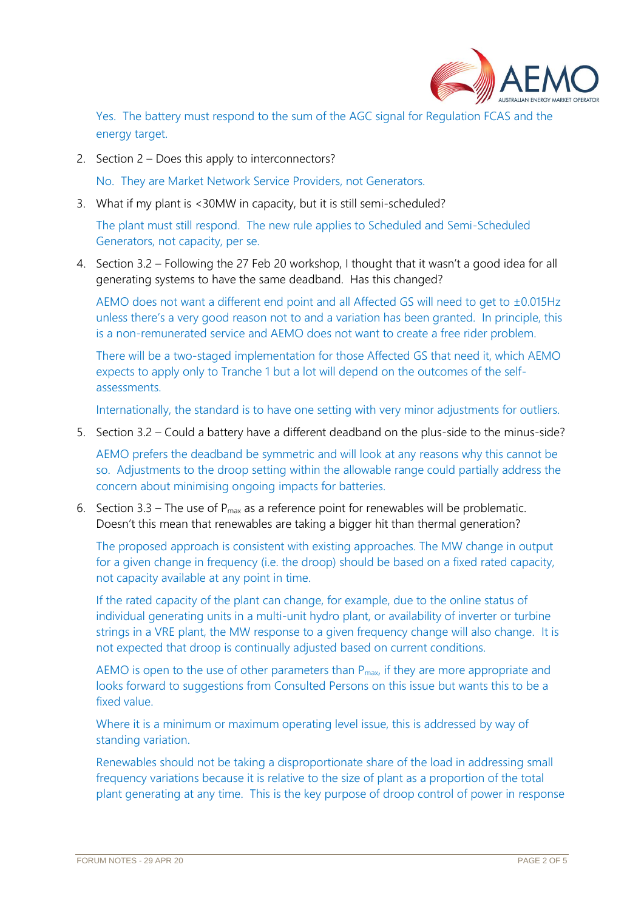Yes. The battery must respond to the sum of the AGC signal for Regulation FCAS and the energy target.

2. Section 2 – Does this apply to interconnectors?

   No. They are Market Network Service Providers, not Generators.

3. What if my plant is <30MW in capacity, but it is still semi-scheduled?

   The plant must still respond. The new rule applies to Scheduled and Semi-Scheduled Generators, not capacity, per se.

4. Section 3.2 – Following the 27 Feb 20 workshop, I thought that it wasn't a good idea for all generating systems to have the same deadband. Has this changed?

   AEMO does not want a different end point and all Affected GS will need to get to ±0.015Hz unless there's a very good reason not to and a variation has been granted. In principle, this is a non-remunerated service and AEMO does not want to create a free rider problem.

   There will be a two-staged implementation for those Affected GS that need it, which AEMO expects to apply only to Tranche 1 but a lot will depend on the outcomes of the self-assessments.

   Internationally, the standard is to have one setting with very minor adjustments for outliers.

5. Section 3.2 – Could a battery have a different deadband on the plus-side to the minus-side?

   AEMO prefers the deadband be symmetric and will look at any reasons why this cannot be so. Adjustments to the droop setting within the allowable range could partially address the concern about minimising ongoing impacts for batteries.

6. Section 3.3 – The use of $P_{max}$ as a reference point for renewables will be problematic. Doesn't this mean that renewables are taking a bigger hit than thermal generation?

   The proposed approach is consistent with existing approaches. The MW change in output for a given change in frequency (i.e. the droop) should be based on a fixed rated capacity, not capacity available at any point in time.

   If the rated capacity of the plant can change, for example, due to the online status of individual generating units in a multi-unit hydro plant, or availability of inverter or turbine strings in a VRE plant, the MW response to a given frequency change will also change. It is not expected that droop is continually adjusted based on current conditions.

   AEMO is open to the use of other parameters than $P_{max}$, if they are more appropriate and looks forward to suggestions from Consulted Persons on this issue but wants this to be a fixed value.

   Where it is a minimum or maximum operating level issue, this is addressed by way of standing variation.

   Renewables should not be taking a disproportionate share of the load in addressing small frequency variations because it is relative to the size of plant as a proportion of the total plant generating at any time. This is the key purpose of droop control of power in response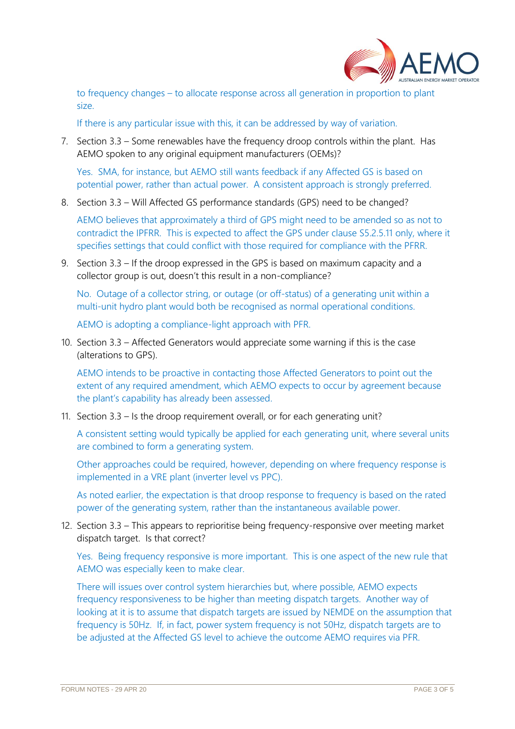to frequency changes – to allocate response across all generation in proportion to plant size.

If there is any particular issue with this, it can be addressed by way of variation.

7. Section 3.3 – Some renewables have the frequency droop controls within the plant. Has AEMO spoken to any original equipment manufacturers (OEMs)?

   Yes. SMA, for instance, but AEMO still wants feedback if any Affected GS is based on potential power, rather than actual power. A consistent approach is strongly preferred.

8. Section 3.3 – Will Affected GS performance standards (GPS) need to be changed?

   AEMO believes that approximately a third of GPS might need to be amended so as not to contradict the IPFRR. This is expected to affect the GPS under clause S5.2.5.11 only, where it specifies settings that could conflict with those required for compliance with the PFRR.

9. Section 3.3 – If the droop expressed in the GPS is based on maximum capacity and a collector group is out, doesn't this result in a non-compliance?

   No. Outage of a collector string, or outage (or off-status) of a generating unit within a multi-unit hydro plant would both be recognised as normal operational conditions.

   AEMO is adopting a compliance-light approach with PFR.

10. Section 3.3 – Affected Generators would appreciate some warning if this is the case (alterations to GPS).

    AEMO intends to be proactive in contacting those Affected Generators to point out the extent of any required amendment, which AEMO expects to occur by agreement because the plant's capability has already been assessed.

11. Section 3.3 – Is the droop requirement overall, or for each generating unit?

    A consistent setting would typically be applied for each generating unit, where several units are combined to form a generating system.

    Other approaches could be required, however, depending on where frequency response is implemented in a VRE plant (inverter level vs PPC).

    As noted earlier, the expectation is that droop response to frequency is based on the rated power of the generating system, rather than the instantaneous available power.

12. Section 3.3 – This appears to reprioritise being frequency-responsive over meeting market dispatch target. Is that correct?

    Yes. Being frequency responsive is more important. This is one aspect of the new rule that AEMO was especially keen to make clear.

    There will issues over control system hierarchies but, where possible, AEMO expects frequency responsiveness to be higher than meeting dispatch targets. Another way of looking at it is to assume that dispatch targets are issued by NEMDE on the assumption that frequency is 50Hz. If, in fact, power system frequency is not 50Hz, dispatch targets are to be adjusted at the Affected GS level to achieve the outcome AEMO requires via PFR.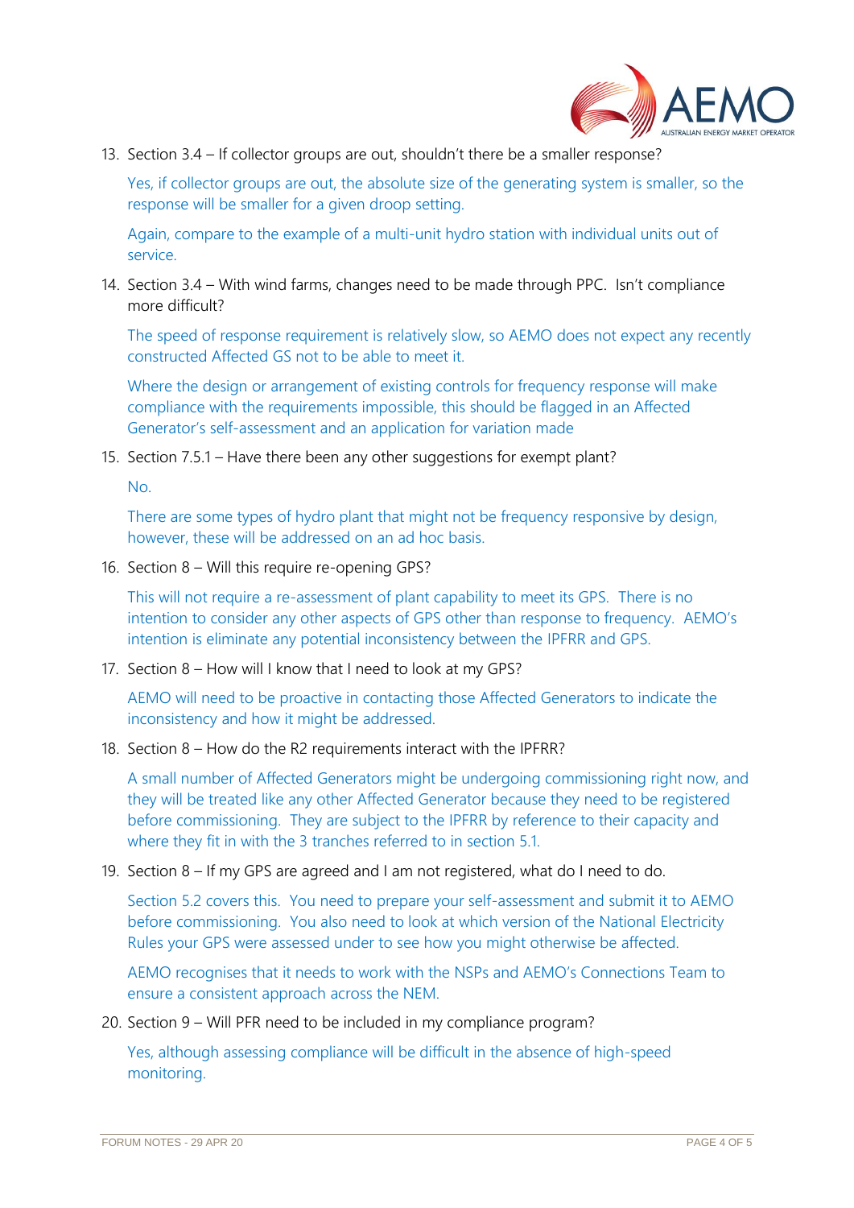13. Section 3.4 – If collector groups are out, shouldn't there be a smaller response?

    Yes, if collector groups are out, the absolute size of the generating system is smaller, so the response will be smaller for a given droop setting.

    Again, compare to the example of a multi-unit hydro station with individual units out of service.

14. Section 3.4 – With wind farms, changes need to be made through PPC. Isn't compliance more difficult?

    The speed of response requirement is relatively slow, so AEMO does not expect any recently constructed Affected GS not to be able to meet it.

    Where the design or arrangement of existing controls for frequency response will make compliance with the requirements impossible, this should be flagged in an Affected Generator's self-assessment and an application for variation made

15. Section 7.5.1 – Have there been any other suggestions for exempt plant?

    No.

    There are some types of hydro plant that might not be frequency responsive by design, however, these will be addressed on an ad hoc basis.

16. Section 8 – Will this require re-opening GPS?

    This will not require a re-assessment of plant capability to meet its GPS. There is no intention to consider any other aspects of GPS other than response to frequency. AEMO's intention is eliminate any potential inconsistency between the IPFRR and GPS.

17. Section 8 – How will I know that I need to look at my GPS?

    AEMO will need to be proactive in contacting those Affected Generators to indicate the inconsistency and how it might be addressed.

18. Section 8 – How do the R2 requirements interact with the IPFRR?

    A small number of Affected Generators might be undergoing commissioning right now, and they will be treated like any other Affected Generator because they need to be registered before commissioning. They are subject to the IPFRR by reference to their capacity and where they fit in with the 3 tranches referred to in section 5.1.

19. Section 8 – If my GPS are agreed and I am not registered, what do I need to do.

    Section 5.2 covers this. You need to prepare your self-assessment and submit it to AEMO before commissioning. You also need to look at which version of the National Electricity Rules your GPS were assessed under to see how you might otherwise be affected.

    AEMO recognises that it needs to work with the NSPs and AEMO's Connections Team to ensure a consistent approach across the NEM.

20. Section 9 – Will PFR need to be included in my compliance program?

    Yes, although assessing compliance will be difficult in the absence of high-speed monitoring.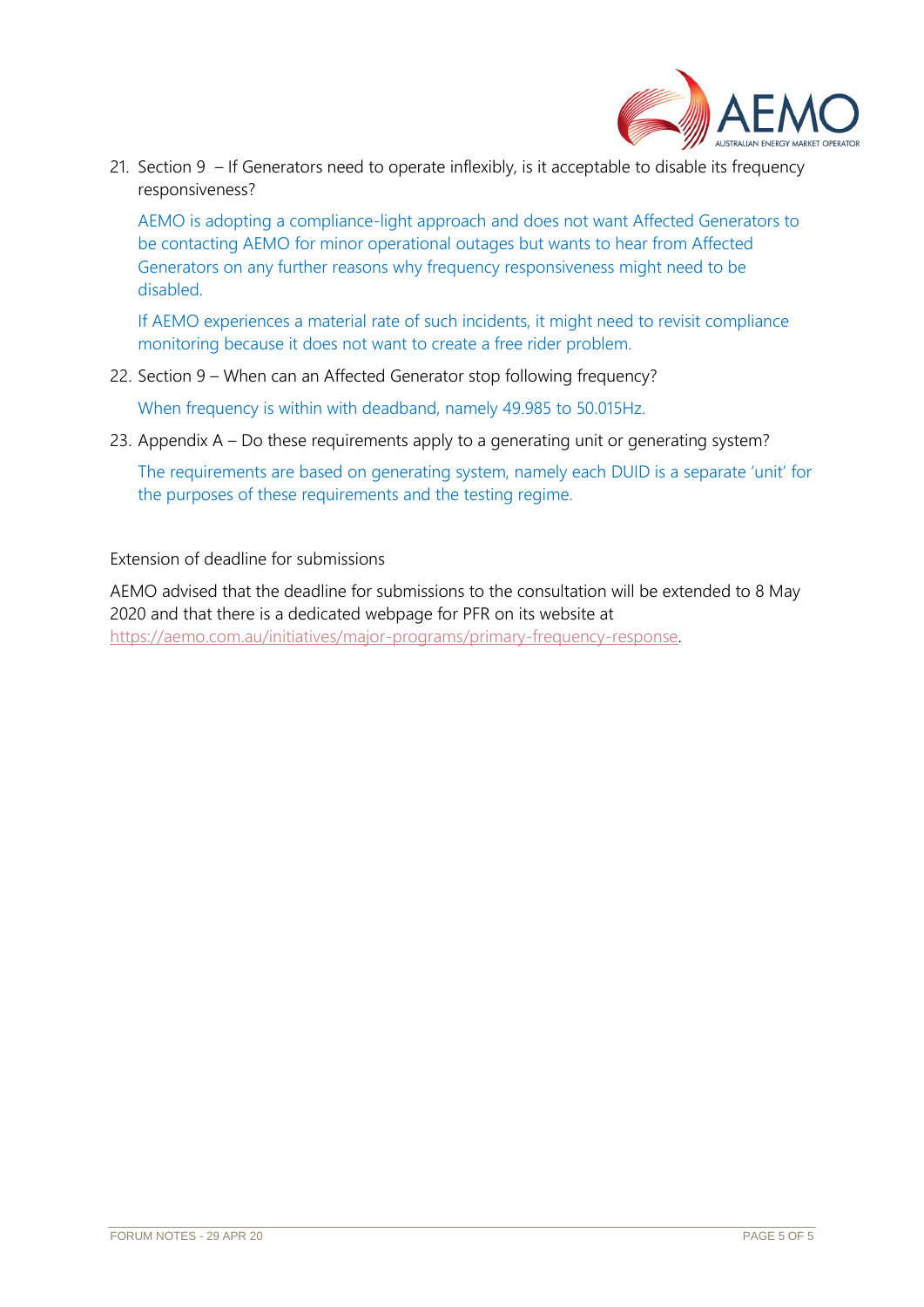21. Section 9 – If Generators need to operate inflexibly, is it acceptable to disable its frequency responsiveness?

    AEMO is adopting a compliance-light approach and does not want Affected Generators to be contacting AEMO for minor operational outages but wants to hear from Affected Generators on any further reasons why frequency responsiveness might need to be disabled.

    If AEMO experiences a material rate of such incidents, it might need to revisit compliance monitoring because it does not want to create a free rider problem.

22. Section 9 – When can an Affected Generator stop following frequency?

    When frequency is within with deadband, namely 49.985 to 50.015Hz.

23. Appendix A – Do these requirements apply to a generating unit or generating system?

    The requirements are based on generating system, namely each DUID is a separate 'unit' for the purposes of these requirements and the testing regime.

Extension of deadline for submissions

AEMO advised that the deadline for submissions to the consultation will be extended to 8 May 2020 and that there is a dedicated webpage for PFR on its website at https://aemo.com.au/initiatives/major-programs/primary-frequency-response.